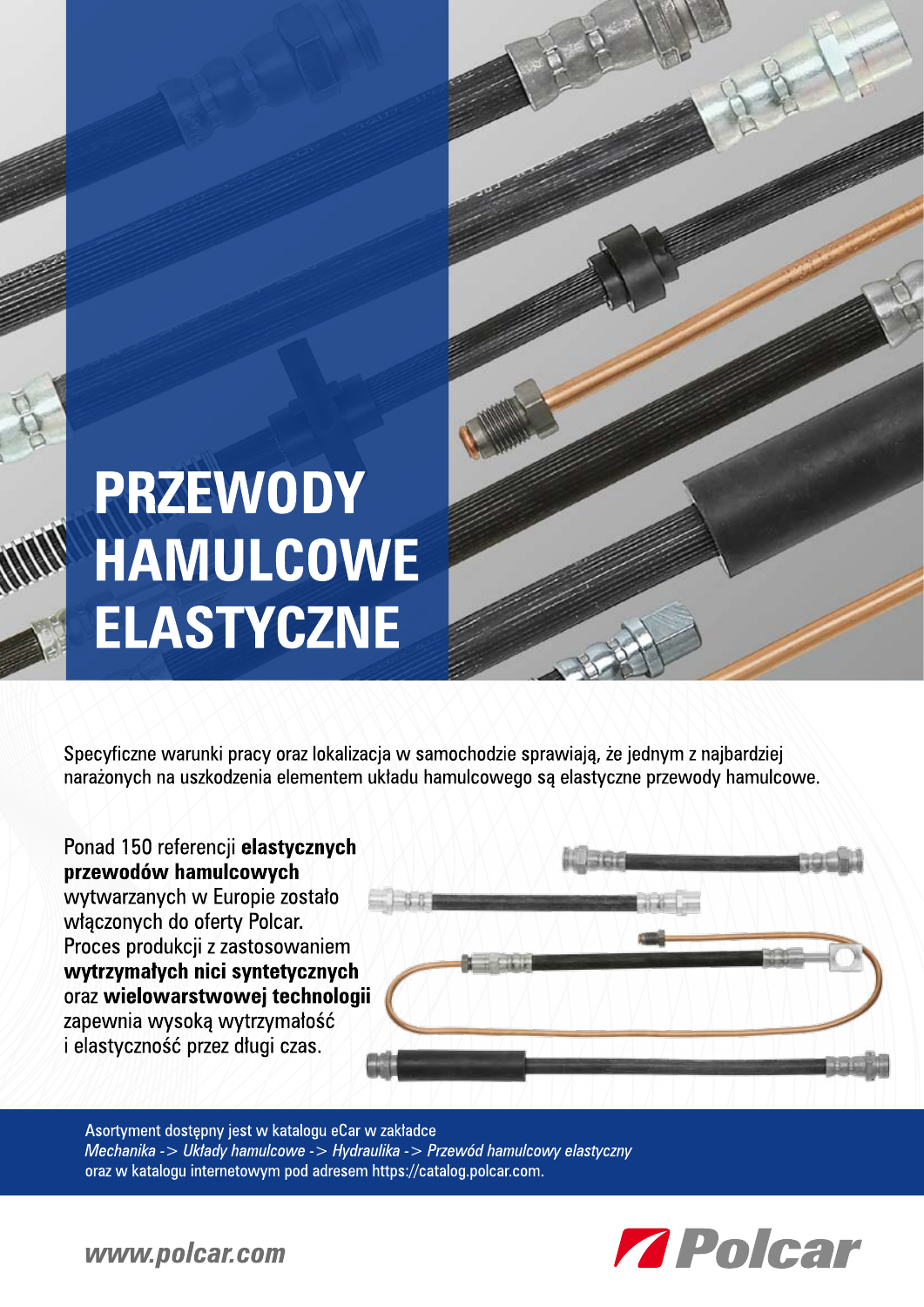# PRZEWODY HAMULCOWE ELASTYCZNE

Specyficzne warunki pracy oraz lokalizacja w samochodzie sprawiają, że jednym z najbardziej narażonych na uszkodzenia elementem układu hamulcowego są elastyczne przewody hamulcowe.

Ponad 150 referencji **elastycznych przewodów hamulcowych** wytwarzanych w Europie zostało włączonych do oferty Polcar. Proces produkcji z zastosowaniem **wytrzymałych nici syntetycznych** oraz **wielowarstwowej technologii** zapewnia wysoką wytrzymałość i elastyczność przez długi czas.

Asortyment dostępny jest w katalogu eCar w zakładce *Mechanika -> Układy hamulcowe -> Hydraulika -> Przewód hamulcowy elastyczny* oraz w katalogu internetowym pod adresem https://catalog.polcar.com.

www.polcar.com

Polcar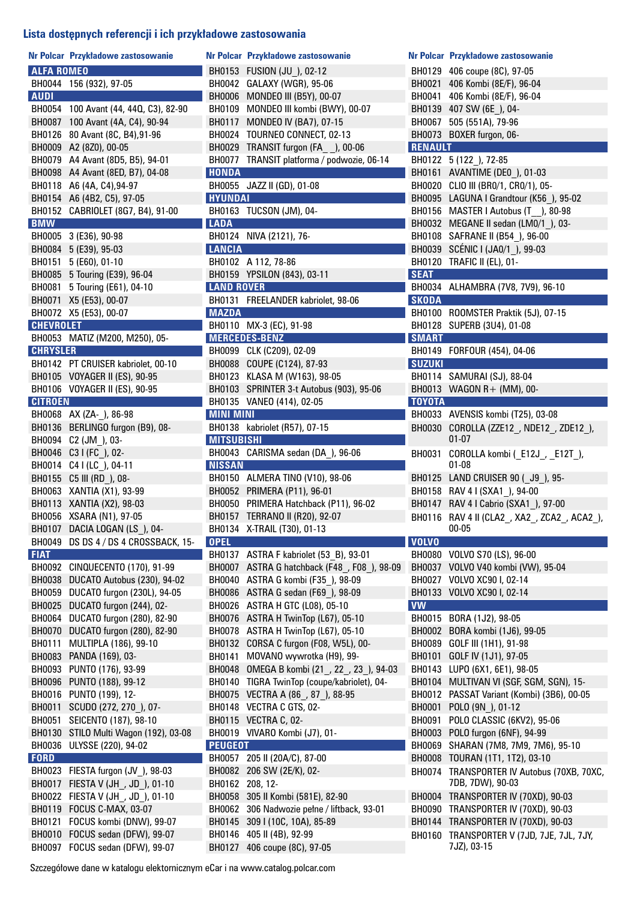## Lista dostępnych referencji i ich przykładowe zastosowania

| Nr Polcar | Przykładowe zastosowanie |
|---|---|
| **ALFA ROMEO** | |
| BH0044 | 156 (932), 97-05 |
| **AUDI** | |
| BH0054 | 100 Avant (44, 44Q, C3), 82-90 |
| BH0087 | 100 Avant (4A, C4), 90-94 |
| BH0126 | 80 Avant (8C, B4),91-96 |
| BH0009 | A2 (8Z0), 00-05 |
| BH0079 | A4 Avant (8D5, B5), 94-01 |
| BH0098 | A4 Avant (8ED, B7), 04-08 |
| BH0118 | A6 (4A, C4),94-97 |
| BH0154 | A6 (4B2, C5), 97-05 |
| BH0152 | CABRIOLET (8G7, B4), 91-00 |
| **BMW** | |
| BH0005 | 3 (E36), 90-98 |
| BH0084 | 5 (E39), 95-03 |
| BH0151 | 5 (E60), 01-10 |
| BH0085 | 5 Touring (E39), 96-04 |
| BH0081 | 5 Touring (E61), 04-10 |
| BH0071 | X5 (E53), 00-07 |
| BH0072 | X5 (E53), 00-07 |
| **CHEVROLET** | |
| BH0053 | MATIZ (M200, M250), 05- |
| **CHRYSLER** | |
| BH0142 | PT CRUISER kabriolet, 00-10 |
| BH0105 | VOYAGER II (ES), 90-95 |
| BH0106 | VOYAGER II (ES), 90-95 |
| **CITROEN** | |
| BH0068 | AX (ZA-_), 86-98 |
| BH0136 | BERLINGO furgon (B9), 08- |
| BH0094 | C2 (JM_), 03- |
| BH0046 | C3 I (FC_), 02- |
| BH0014 | C4 I (LC_), 04-11 |
| BH0155 | C5 III (RD_), 08- |
| BH0063 | XANTIA (X1), 93-99 |
| BH0113 | XANTIA (X2), 98-03 |
| BH0056 | XSARA (N1), 97-05 |
| BH0107 | DACIA LOGAN (LS_), 04- |
| BH0049 | DS DS 4 / DS 4 CROSSBACK, 15- |
| **FIAT** | |
| BH0092 | CINQUECENTO (170), 91-99 |
| BH0038 | DUCATO Autobus (230), 94-02 |
| BH0059 | DUCATO furgon (230L), 94-05 |
| BH0025 | DUCATO furgon (244), 02- |
| BH0064 | DUCATO furgon (280), 82-90 |
| BH0070 | DUCATO furgon (280), 82-90 |
| BH0111 | MULTIPLA (186), 99-10 |
| BH0083 | PANDA (169), 03- |
| BH0093 | PUNTO (176), 93-99 |
| BH0096 | PUNTO (188), 99-12 |
| BH0016 | PUNTO (199), 12- |
| BH0011 | SCUDO (272, 270_), 07- |
| BH0051 | SEICENTO (187), 98-10 |
| BH0130 | STILO Multi Wagon (192), 03-08 |
| BH0036 | ULYSSE (220), 94-02 |
| **FORD** | |
| BH0023 | FIESTA furgon (JV_), 98-03 |
| BH0017 | FIESTA V (JH_, JD_), 01-10 |
| BH0022 | FIESTA V (JH_, JD_), 01-10 |
| BH0119 | FOCUS C-MAX, 03-07 |
| BH0121 | FOCUS kombi (DNW), 99-07 |
| BH0010 | FOCUS sedan (DFW), 99-07 |
| BH0097 | FOCUS sedan (DFW), 99-07 |
| BH0153 | FUSION (JU_), 02-12 |
| BH0042 | GALAXY (WGR), 95-06 |
| BH0006 | MONDEO III (B5Y), 00-07 |
| BH0109 | MONDEO III kombi (BWY), 00-07 |
| BH0117 | MONDEO IV (BA7), 07-15 |
| BH0024 | TOURNEO CONNECT, 02-13 |
| BH0029 | TRANSIT furgon (FA_ _), 00-06 |
| BH0077 | TRANSIT platforma / podwozie, 06-14 |
| **HONDA** | |
| BH0055 | JAZZ II (GD), 01-08 |
| **HYUNDAI** | |
| BH0163 | TUCSON (JM), 04- |
| **LADA** | |
| BH0124 | NIVA (2121), 76- |
| **LANCIA** | |
| BH0102 | A 112, 78-86 |
| BH0159 | YPSILON (843), 03-11 |
| **LAND ROVER** | |
| BH0131 | FREELANDER kabriolet, 98-06 |
| **MAZDA** | |
| BH0110 | MX-3 (EC), 91-98 |
| **MERCEDES-BENZ** | |
| BH0099 | CLK (C209), 02-09 |
| BH0088 | COUPE (C124), 87-93 |
| BH0123 | KLASA M (W163), 98-05 |
| BH0103 | SPRINTER 3-t Autobus (903), 95-06 |
| BH0135 | VANEO (414), 02-05 |
| **MINI MINI** | |
| BH0138 | kabriolet (R57), 07-15 |
| **MITSUBISHI** | |
| BH0043 | CARISMA sedan (DA_), 96-06 |
| **NISSAN** | |
| BH0150 | ALMERA TINO (V10), 98-06 |
| BH0052 | PRIMERA (P11), 96-01 |
| BH0050 | PRIMERA Hatchback (P11), 96-02 |
| BH0157 | TERRANO II (R20), 92-07 |
| BH0134 | X-TRAIL (T30), 01-13 |
| **OPEL** | |
| BH0137 | ASTRA F kabriolet (53_B), 93-01 |
| BH0007 | ASTRA G hatchback (F48_, F08_), 98-09 |
| BH0040 | ASTRA G kombi (F35_), 98-09 |
| BH0086 | ASTRA G sedan (F69_), 98-09 |
| BH0026 | ASTRA H GTC (L08), 05-10 |
| BH0076 | ASTRA H TwinTop (L67), 05-10 |
| BH0078 | ASTRA H TwinTop (L67), 05-10 |
| BH0132 | CORSA C furgon (F08, W5L), 00- |
| BH0141 | MOVANO wywrotka (H9), 99- |
| BH0048 | OMEGA B kombi (21_, 22_, 23_), 94-03 |
| BH0140 | TIGRA TwinTop (coupe/kabriolet), 04- |
| BH0075 | VECTRA A (86_, 87_), 88-95 |
| BH0148 | VECTRA C GTS, 02- |
| BH0115 | VECTRA C, 02- |
| BH0019 | VIVARO Kombi (J7), 01- |
| **PEUGEOT** | |
| BH0057 | 205 II (20A/C), 87-00 |
| BH0082 | 206 SW (2E/K), 02- |
| BH0162 | 208, 12- |
| BH0058 | 305 II Kombi (581E), 82-90 |
| BH0062 | 306 Nadwozie pełne / liftback, 93-01 |
| BH0145 | 309 I (10C, 10A), 85-89 |
| BH0146 | 405 II (4B), 92-99 |
| BH0127 | 406 coupe (8C), 97-05 |
| BH0129 | 406 coupe (8C), 97-05 |
| BH0021 | 406 Kombi (8E/F), 96-04 |
| BH0041 | 406 Kombi (8E/F), 96-04 |
| BH0139 | 407 SW (6E_), 04- |
| BH0067 | 505 (551A), 79-96 |
| BH0073 | BOXER furgon, 06- |
| **RENAULT** | |
| BH0122 | 5 (122_), 72-85 |
| BH0161 | AVANTIME (DE0_), 01-03 |
| BH0020 | CLIO III (BR0/1, CR0/1), 05- |
| BH0095 | LAGUNA I Grandtour (K56_), 95-02 |
| BH0156 | MASTER I Autobus (T__), 80-98 |
| BH0032 | MEGANE II sedan (LM0/1_), 03- |
| BH0108 | SAFRANE II (B54_), 96-00 |
| BH0039 | SCÉNIC I (JA0/1_), 99-03 |
| BH0120 | TRAFIC II (EL), 01- |
| **SEAT** | |
| BH0034 | ALHAMBRA (7V8, 7V9), 96-10 |
| **SKODA** | |
| BH0100 | ROOMSTER Praktik (5J), 07-15 |
| BH0128 | SUPERB (3U4), 01-08 |
| **SMART** | |
| BH0149 | FORFOUR (454), 04-06 |
| **SUZUKI** | |
| BH0114 | SAMURAI (SJ), 88-04 |
| BH0013 | WAGON R+ (MM), 00- |
| **TOYOTA** | |
| BH0033 | AVENSIS kombi (T25), 03-08 |
| BH0030 | COROLLA (ZZE12_, NDE12_, ZDE12_), 01-07 |
| BH0031 | COROLLA kombi (_E12J_, _E12T_), 01-08 |
| BH0125 | LAND CRUISER 90 (_J9_), 95- |
| BH0158 | RAV 4 I (SXA1_), 94-00 |
| BH0147 | RAV 4 I Cabrio (SXA1_), 97-00 |
| BH0116 | RAV 4 II (CLA2_, XA2_, ZCA2_, ACA2_), 00-05 |
| **VOLVO** | |
| BH0080 | VOLVO S70 (LS), 96-00 |
| BH0037 | VOLVO V40 kombi (VW), 95-04 |
| BH0027 | VOLVO XC90 I, 02-14 |
| BH0133 | VOLVO XC90 I, 02-14 |
| **VW** | |
| BH0015 | BORA (1J2), 98-05 |
| BH0002 | BORA kombi (1J6), 99-05 |
| BH0089 | GOLF III (1H1), 91-98 |
| BH0101 | GOLF IV (1J1), 97-05 |
| BH0143 | LUPO (6X1, 6E1), 98-05 |
| BH0104 | MULTIVAN VI (SGF, SGM, SGN), 15- |
| BH0012 | PASSAT Variant (Kombi) (3B6), 00-05 |
| BH0001 | POLO (9N_), 01-12 |
| BH0091 | POLO CLASSIC (6KV2), 95-06 |
| BH0003 | POLO furgon (6NF), 94-99 |
| BH0069 | SHARAN (7M8, 7M9, 7M6), 95-10 |
| BH0008 | TOURAN (1T1, 1T2), 03-10 |
| BH0074 | TRANSPORTER IV Autobus (70XB, 70XC, 7DB, 7DW), 90-03 |
| BH0004 | TRANSPORTER IV (70XD), 90-03 |
| BH0090 | TRANSPORTER IV (70XD), 90-03 |
| BH0144 | TRANSPORTER IV (70XD), 90-03 |
| BH0160 | TRANSPORTER V (7JD, 7JE, 7JL, 7JY, 7JZ), 03-15 |

Szczegółowe dane w katalogu elektornicznym eCar i na www.catalog.polcar.com